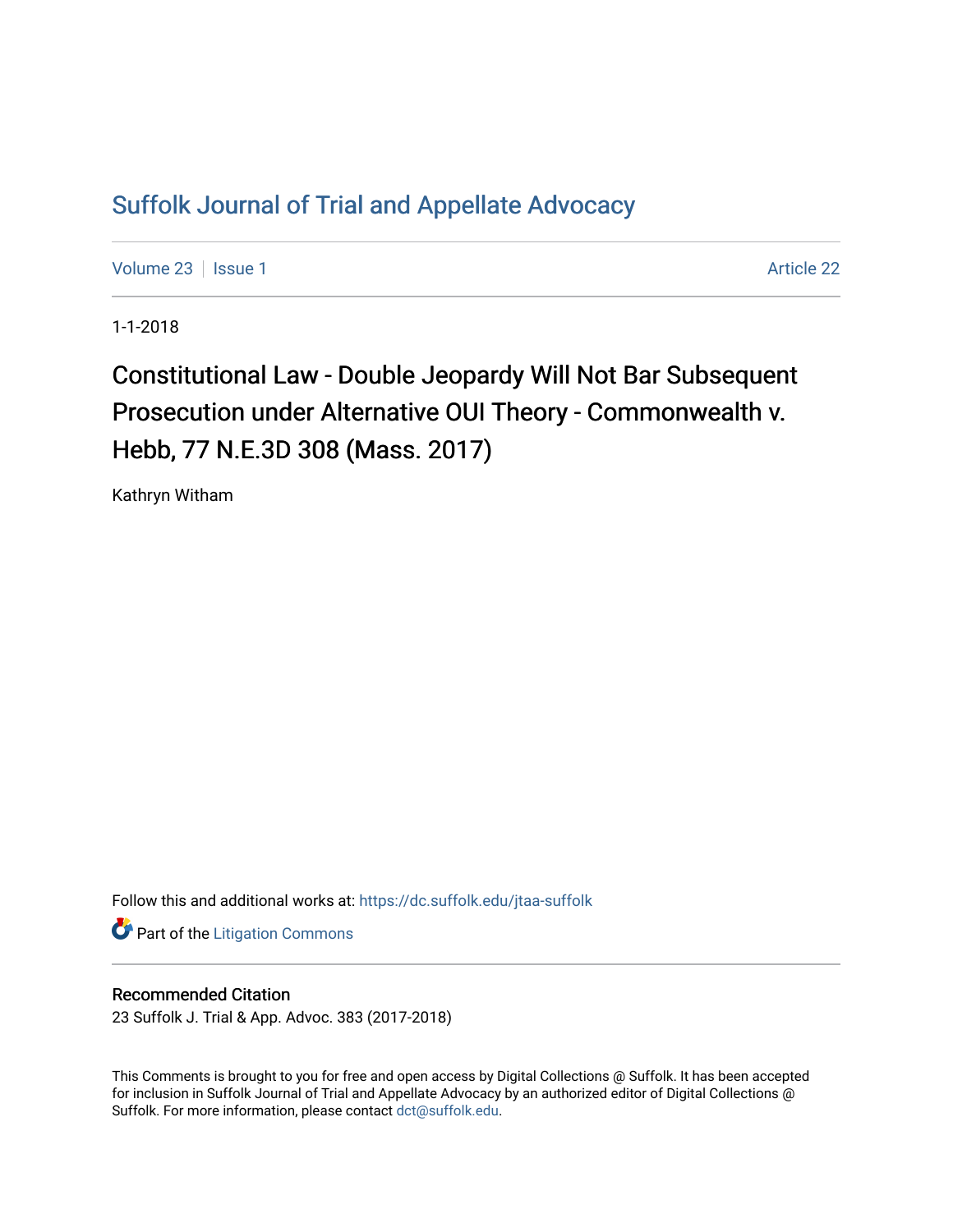# Suffolk Journal of Trial and Appellate Advocacy

Volume 23 | Issue 1 | Article 22

1-1-2018

## Constitutional Law - Double Jeopardy Will Not Bar Subsequent Prosecution under Alternative OUI Theory - Commonwealth v. Hebb, 77 N.E.3D 308 (Mass. 2017)

Kathryn Witham

Follow this and additional works at: https://dc.suffolk.edu/jtaa-suffolk

Part of the Litigation Commons

### Recommended Citation

23 Suffolk J. Trial & App. Advoc. 383 (2017-2018)

This Comments is brought to you for free and open access by Digital Collections @ Suffolk. It has been accepted for inclusion in Suffolk Journal of Trial and Appellate Advocacy by an authorized editor of Digital Collections @ Suffolk. For more information, please contact dct@suffolk.edu.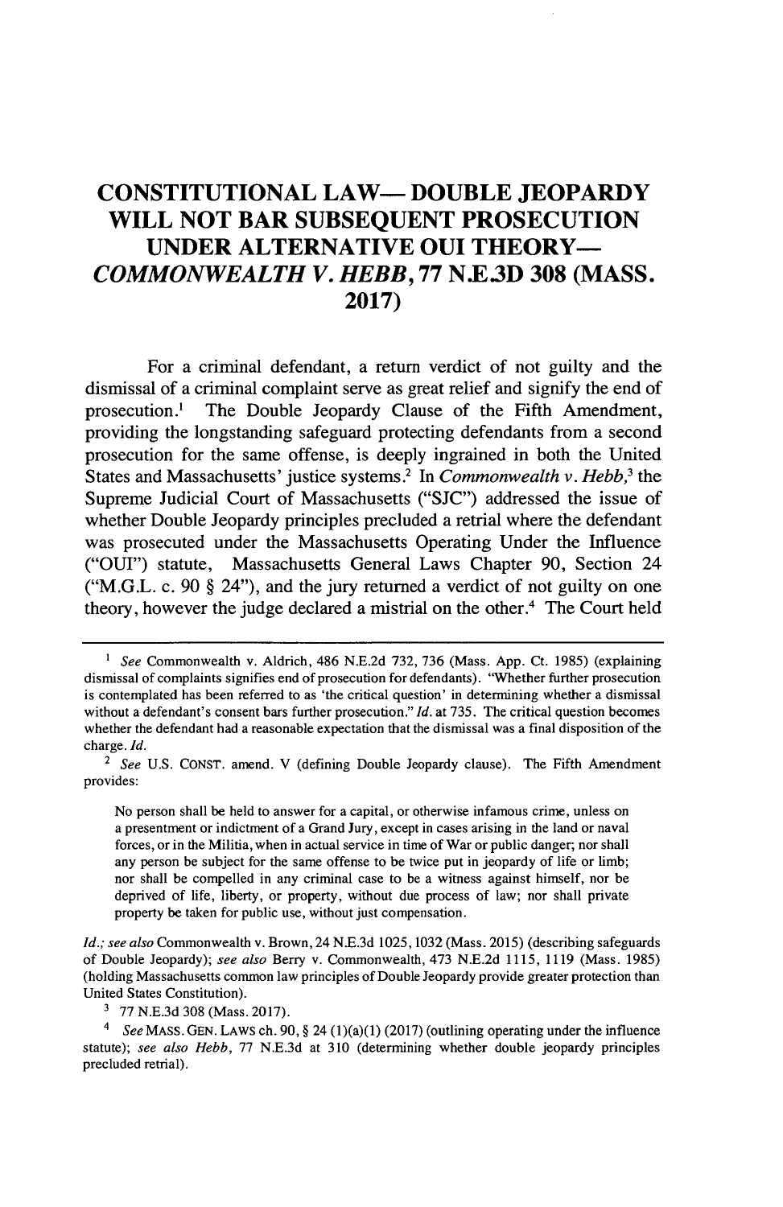# CONSTITUTIONAL LAW— DOUBLE JEOPARDY WILL NOT BAR SUBSEQUENT PROSECUTION UNDER ALTERNATIVE OUI THEORY— *COMMONWEALTH V. HEBB*, 77 N.E.3D 308 (MASS. 2017)

For a criminal defendant, a return verdict of not guilty and the dismissal of a criminal complaint serve as great relief and signify the end of prosecution.[1] The Double Jeopardy Clause of the Fifth Amendment, providing the longstanding safeguard protecting defendants from a second prosecution for the same offense, is deeply ingrained in both the United States and Massachusetts' justice systems.[2] In *Commonwealth v. Hebb*,[3] the Supreme Judicial Court of Massachusetts ("SJC") addressed the issue of whether Double Jeopardy principles precluded a retrial where the defendant was prosecuted under the Massachusetts Operating Under the Influence ("OUI") statute, Massachusetts General Laws Chapter 90, Section 24 ("M.G.L. c. 90 § 24"), and the jury returned a verdict of not guilty on one theory, however the judge declared a mistrial on the other.[4] The Court held

---

[1] *See* Commonwealth v. Aldrich, 486 N.E.2d 732, 736 (Mass. App. Ct. 1985) (explaining dismissal of complaints signifies end of prosecution for defendants). "Whether further prosecution is contemplated has been referred to as 'the critical question' in determining whether a dismissal without a defendant's consent bars further prosecution." *Id.* at 735. The critical question becomes whether the defendant had a reasonable expectation that the dismissal was a final disposition of the charge. *Id.*

[2] *See* U.S. CONST. amend. V (defining Double Jeopardy clause). The Fifth Amendment provides:

> No person shall be held to answer for a capital, or otherwise infamous crime, unless on a presentment or indictment of a Grand Jury, except in cases arising in the land or naval forces, or in the Militia, when in actual service in time of War or public danger; nor shall any person be subject for the same offense to be twice put in jeopardy of life or limb; nor shall be compelled in any criminal case to be a witness against himself, nor be deprived of life, liberty, or property, without due process of law; nor shall private property be taken for public use, without just compensation.

*Id.*; *see also* Commonwealth v. Brown, 24 N.E.3d 1025, 1032 (Mass. 2015) (describing safeguards of Double Jeopardy); *see also* Berry v. Commonwealth, 473 N.E.2d 1115, 1119 (Mass. 1985) (holding Massachusetts common law principles of Double Jeopardy provide greater protection than United States Constitution).

[3] 77 N.E.3d 308 (Mass. 2017).

[4] *See* MASS. GEN. LAWS ch. 90, § 24 (1)(a)(1) (2017) (outlining operating under the influence statute); *see also* *Hebb*, 77 N.E.3d at 310 (determining whether double jeopardy principles precluded retrial).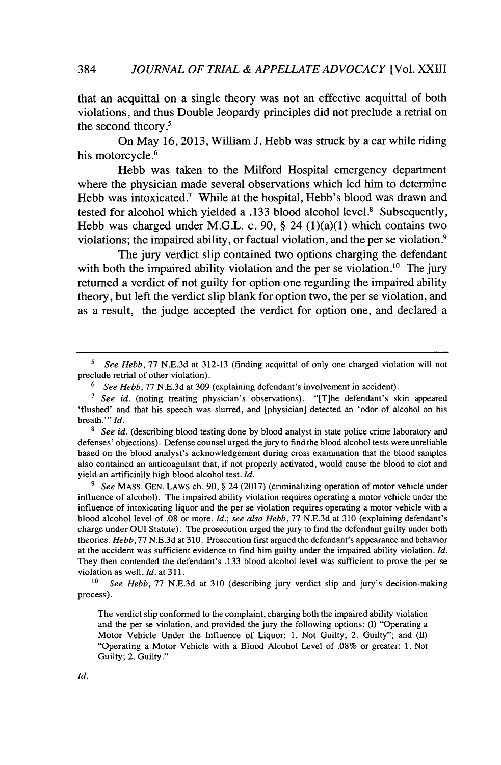that an acquittal on a single theory was not an effective acquittal of both violations, and thus Double Jeopardy principles did not preclude a retrial on the second theory.[5]

On May 16, 2013, William J. Hebb was struck by a car while riding his motorcycle.[6]

Hebb was taken to the Milford Hospital emergency department where the physician made several observations which led him to determine Hebb was intoxicated.[7] While at the hospital, Hebb's blood was drawn and tested for alcohol which yielded a .133 blood alcohol level.[8] Subsequently, Hebb was charged under M.G.L. c. 90, § 24 (1)(a)(1) which contains two violations; the impaired ability, or factual violation, and the per se violation.[9]

The jury verdict slip contained two options charging the defendant with both the impaired ability violation and the per se violation.[10] The jury returned a verdict of not guilty for option one regarding the impaired ability theory, but left the verdict slip blank for option two, the per se violation, and as a result, the judge accepted the verdict for option one, and declared a

---

[5] *See Hebb*, 77 N.E.3d at 312-13 (finding acquittal of only one charged violation will not preclude retrial of other violation).

[6] *See Hebb*, 77 N.E.3d at 309 (explaining defendant's involvement in accident).

[7] *See id.* (noting treating physician's observations). "[T]he defendant's skin appeared 'flushed' and that his speech was slurred, and [physician] detected an 'odor of alcohol on his breath.'" *Id.*

[8] *See id.* (describing blood testing done by blood analyst in state police crime laboratory and defenses' objections). Defense counsel urged the jury to find the blood alcohol tests were unreliable based on the blood analyst's acknowledgement during cross examination that the blood samples also contained an anticoagulant that, if not properly activated, would cause the blood to clot and yield an artificially high blood alcohol test. *Id.*

[9] *See* MASS. GEN. LAWS ch. 90, § 24 (2017) (criminalizing operation of motor vehicle under influence of alcohol). The impaired ability violation requires operating a motor vehicle under the influence of intoxicating liquor and the per se violation requires operating a motor vehicle with a blood alcohol level of .08 or more. *Id.*; *see also Hebb*, 77 N.E.3d at 310 (explaining defendant's charge under OUI Statute). The prosecution urged the jury to find the defendant guilty under both theories. *Hebb*, 77 N.E.3d at 310. Prosecution first argued the defendant's appearance and behavior at the accident was sufficient evidence to find him guilty under the impaired ability violation. *Id.* They then contended the defendant's .133 blood alcohol level was sufficient to prove the per se violation as well. *Id.* at 311.

[10] *See Hebb*, 77 N.E.3d at 310 (describing jury verdict slip and jury's decision-making process).

> The verdict slip conformed to the complaint, charging both the impaired ability violation and the per se violation, and provided the jury the following options: (I) "Operating a Motor Vehicle Under the Influence of Liquor: 1. Not Guilty; 2. Guilty"; and (II) "Operating a Motor Vehicle with a Blood Alcohol Level of .08% or greater: 1. Not Guilty; 2. Guilty."

*Id.*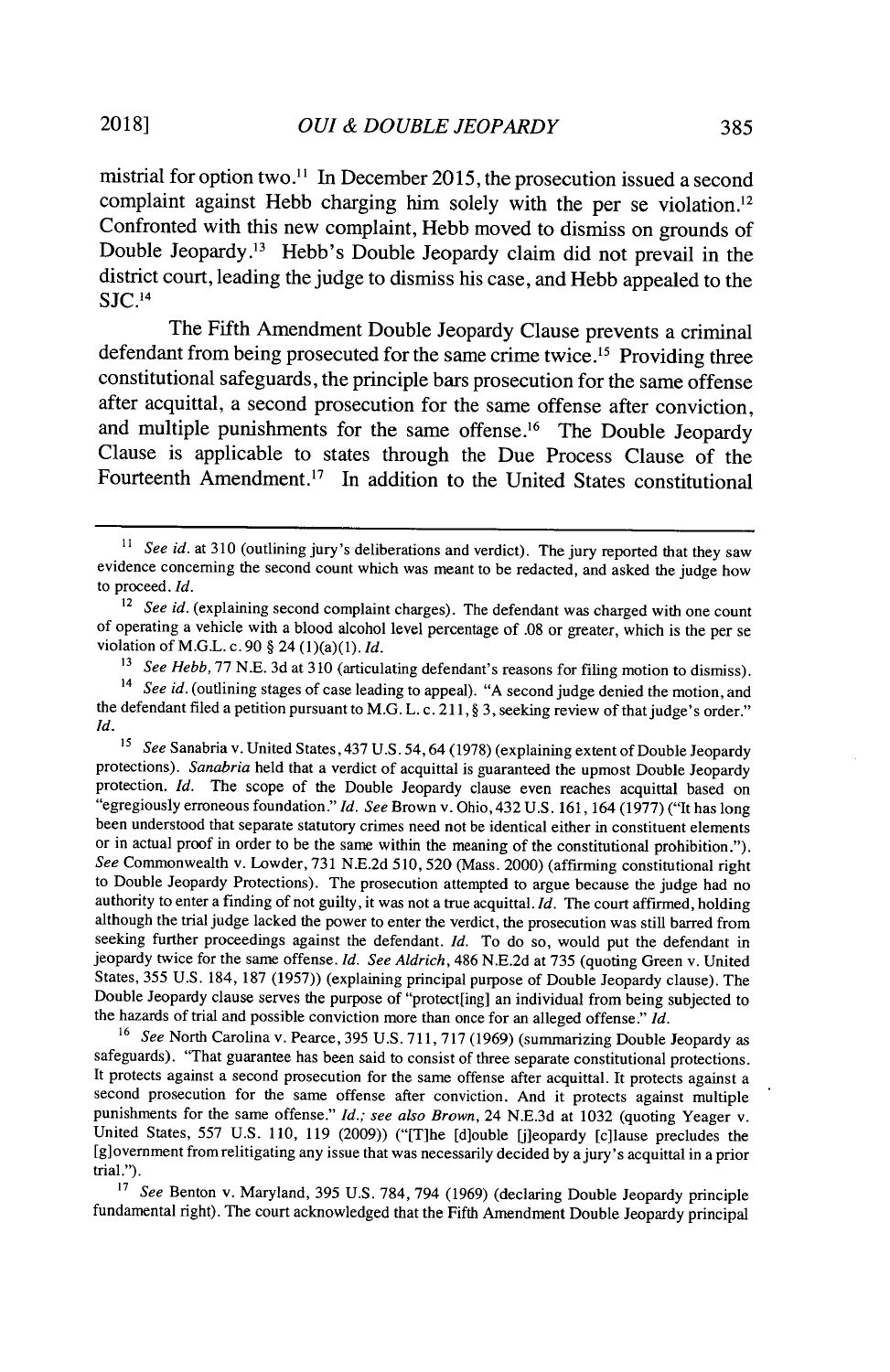mistrial for option two.[11] In December 2015, the prosecution issued a second complaint against Hebb charging him solely with the per se violation.[12] Confronted with this new complaint, Hebb moved to dismiss on grounds of Double Jeopardy.[13] Hebb's Double Jeopardy claim did not prevail in the district court, leading the judge to dismiss his case, and Hebb appealed to the SJC.[14]

The Fifth Amendment Double Jeopardy Clause prevents a criminal defendant from being prosecuted for the same crime twice.[15] Providing three constitutional safeguards, the principle bars prosecution for the same offense after acquittal, a second prosecution for the same offense after conviction, and multiple punishments for the same offense.[16] The Double Jeopardy Clause is applicable to states through the Due Process Clause of the Fourteenth Amendment.[17] In addition to the United States constitutional

---

[11] *See id.* at 310 (outlining jury's deliberations and verdict). The jury reported that they saw evidence concerning the second count which was meant to be redacted, and asked the judge how to proceed. *Id.*

[12] *See id.* (explaining second complaint charges). The defendant was charged with one count of operating a vehicle with a blood alcohol level percentage of .08 or greater, which is the per se violation of M.G.L. c. 90 § 24 (1)(a)(1). *Id.*

[13] *See Hebb*, 77 N.E. 3d at 310 (articulating defendant's reasons for filing motion to dismiss).

[14] *See id.* (outlining stages of case leading to appeal). "A second judge denied the motion, and the defendant filed a petition pursuant to M.G. L. c. 211, § 3, seeking review of that judge's order." *Id.*

[15] *See* Sanabria v. United States, 437 U.S. 54, 64 (1978) (explaining extent of Double Jeopardy protections). *Sanabria* held that a verdict of acquittal is guaranteed the upmost Double Jeopardy protection. *Id.* The scope of the Double Jeopardy clause even reaches acquittal based on "egregiously erroneous foundation." *Id. See* Brown v. Ohio, 432 U.S. 161, 164 (1977) ("It has long been understood that separate statutory crimes need not be identical either in constituent elements or in actual proof in order to be the same within the meaning of the constitutional prohibition."). *See* Commonwealth v. Lowder, 731 N.E.2d 510, 520 (Mass. 2000) (affirming constitutional right to Double Jeopardy Protections). The prosecution attempted to argue because the judge had no authority to enter a finding of not guilty, it was not a true acquittal. *Id.* The court affirmed, holding although the trial judge lacked the power to enter the verdict, the prosecution was still barred from seeking further proceedings against the defendant. *Id.* To do so, would put the defendant in jeopardy twice for the same offense. *Id. See Aldrich*, 486 N.E.2d at 735 (quoting Green v. United States, 355 U.S. 184, 187 (1957)) (explaining principal purpose of Double Jeopardy clause). The Double Jeopardy clause serves the purpose of "protect[ing] an individual from being subjected to the hazards of trial and possible conviction more than once for an alleged offense." *Id.*

[16] *See* North Carolina v. Pearce, 395 U.S. 711, 717 (1969) (summarizing Double Jeopardy as safeguards). "That guarantee has been said to consist of three separate constitutional protections. It protects against a second prosecution for the same offense after acquittal. It protects against a second prosecution for the same offense after conviction. And it protects against multiple punishments for the same offense." *Id.*; *see also Brown*, 24 N.E.3d at 1032 (quoting Yeager v. United States, 557 U.S. 110, 119 (2009)) ("[T]he [d]ouble [j]eopardy [c]lause precludes the [g]overnment from relitigating any issue that was necessarily decided by a jury's acquittal in a prior trial.").

[17] *See* Benton v. Maryland, 395 U.S. 784, 794 (1969) (declaring Double Jeopardy principle fundamental right). The court acknowledged that the Fifth Amendment Double Jeopardy principal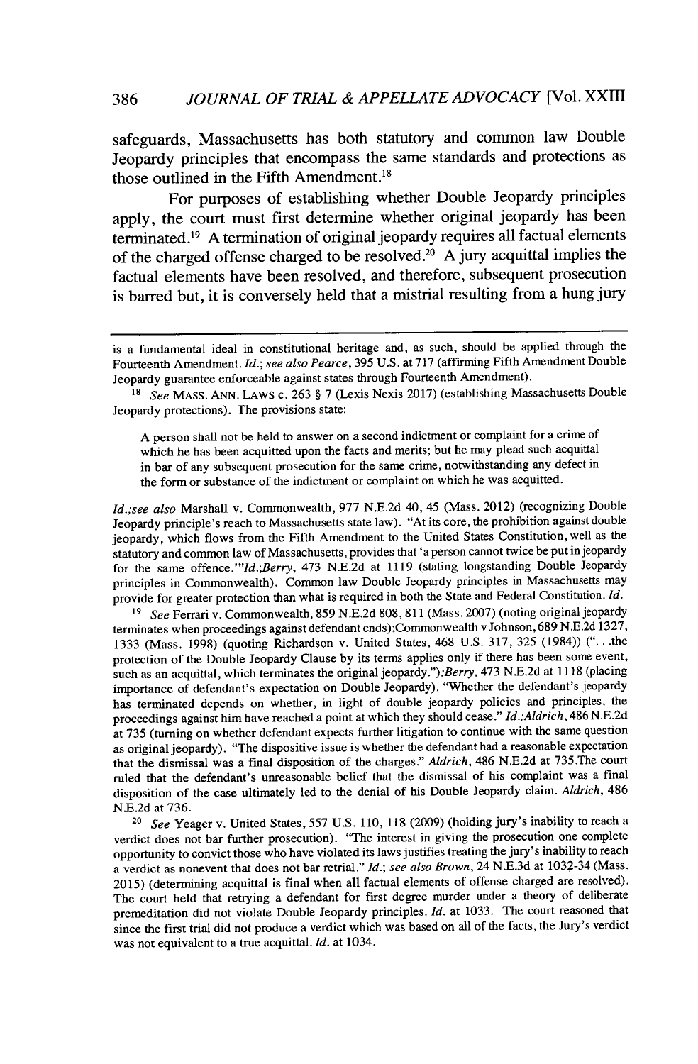safeguards, Massachusetts has both statutory and common law Double Jeopardy principles that encompass the same standards and protections as those outlined in the Fifth Amendment.[18]

For purposes of establishing whether Double Jeopardy principles apply, the court must first determine whether original jeopardy has been terminated.[19] A termination of original jeopardy requires all factual elements of the charged offense charged to be resolved.[20] A jury acquittal implies the factual elements have been resolved, and therefore, subsequent prosecution is barred but, it is conversely held that a mistrial resulting from a hung jury

---

is a fundamental ideal in constitutional heritage and, as such, should be applied through the Fourteenth Amendment. *Id.*; *see also Pearce*, 395 U.S. at 717 (affirming Fifth Amendment Double Jeopardy guarantee enforceable against states through Fourteenth Amendment).

[18] *See* MASS. ANN. LAWS c. 263 § 7 (Lexis Nexis 2017) (establishing Massachusetts Double Jeopardy protections). The provisions state:

> A person shall not be held to answer on a second indictment or complaint for a crime of which he has been acquitted upon the facts and merits; but he may plead such acquittal in bar of any subsequent prosecution for the same crime, notwithstanding any defect in the form or substance of the indictment or complaint on which he was acquitted.

*Id.;see also* Marshall v. Commonwealth, 977 N.E.2d 40, 45 (Mass. 2012) (recognizing Double Jeopardy principle's reach to Massachusetts state law). "At its core, the prohibition against double jeopardy, which flows from the Fifth Amendment to the United States Constitution, well as the statutory and common law of Massachusetts, provides that 'a person cannot twice be put in jeopardy for the same offence.'"*Id.;Berry*, 473 N.E.2d at 1119 (stating longstanding Double Jeopardy principles in Commonwealth). Common law Double Jeopardy principles in Massachusetts may provide for greater protection than what is required in both the State and Federal Constitution. *Id.*

[19] *See* Ferrari v. Commonwealth, 859 N.E.2d 808, 811 (Mass. 2007) (noting original jeopardy terminates when proceedings against defendant ends);Commonwealth v Johnson, 689 N.E.2d 1327, 1333 (Mass. 1998) (quoting Richardson v. United States, 468 U.S. 317, 325 (1984)) (". . .the protection of the Double Jeopardy Clause by its terms applies only if there has been some event, such as an acquittal, which terminates the original jeopardy.");*Berry*, 473 N.E.2d at 1118 (placing importance of defendant's expectation on Double Jeopardy). "Whether the defendant's jeopardy has terminated depends on whether, in light of double jeopardy policies and principles, the proceedings against him have reached a point at which they should cease." *Id.;Aldrich*, 486 N.E.2d at 735 (turning on whether defendant expects further litigation to continue with the same question as original jeopardy). "The dispositive issue is whether the defendant had a reasonable expectation that the dismissal was a final disposition of the charges." *Aldrich*, 486 N.E.2d at 735.The court ruled that the defendant's unreasonable belief that the dismissal of his complaint was a final disposition of the case ultimately led to the denial of his Double Jeopardy claim. *Aldrich*, 486 N.E.2d at 736.

[20] *See* Yeager v. United States, 557 U.S. 110, 118 (2009) (holding jury's inability to reach a verdict does not bar further prosecution). "The interest in giving the prosecution one complete opportunity to convict those who have violated its laws justifies treating the jury's inability to reach a verdict as nonevent that does not bar retrial." *Id.*; *see also Brown*, 24 N.E.3d at 1032-34 (Mass. 2015) (determining acquittal is final when all factual elements of offense charged are resolved). The court held that retrying a defendant for first degree murder under a theory of deliberate premeditation did not violate Double Jeopardy principles. *Id.* at 1033. The court reasoned that since the first trial did not produce a verdict which was based on all of the facts, the Jury's verdict was not equivalent to a true acquittal. *Id.* at 1034.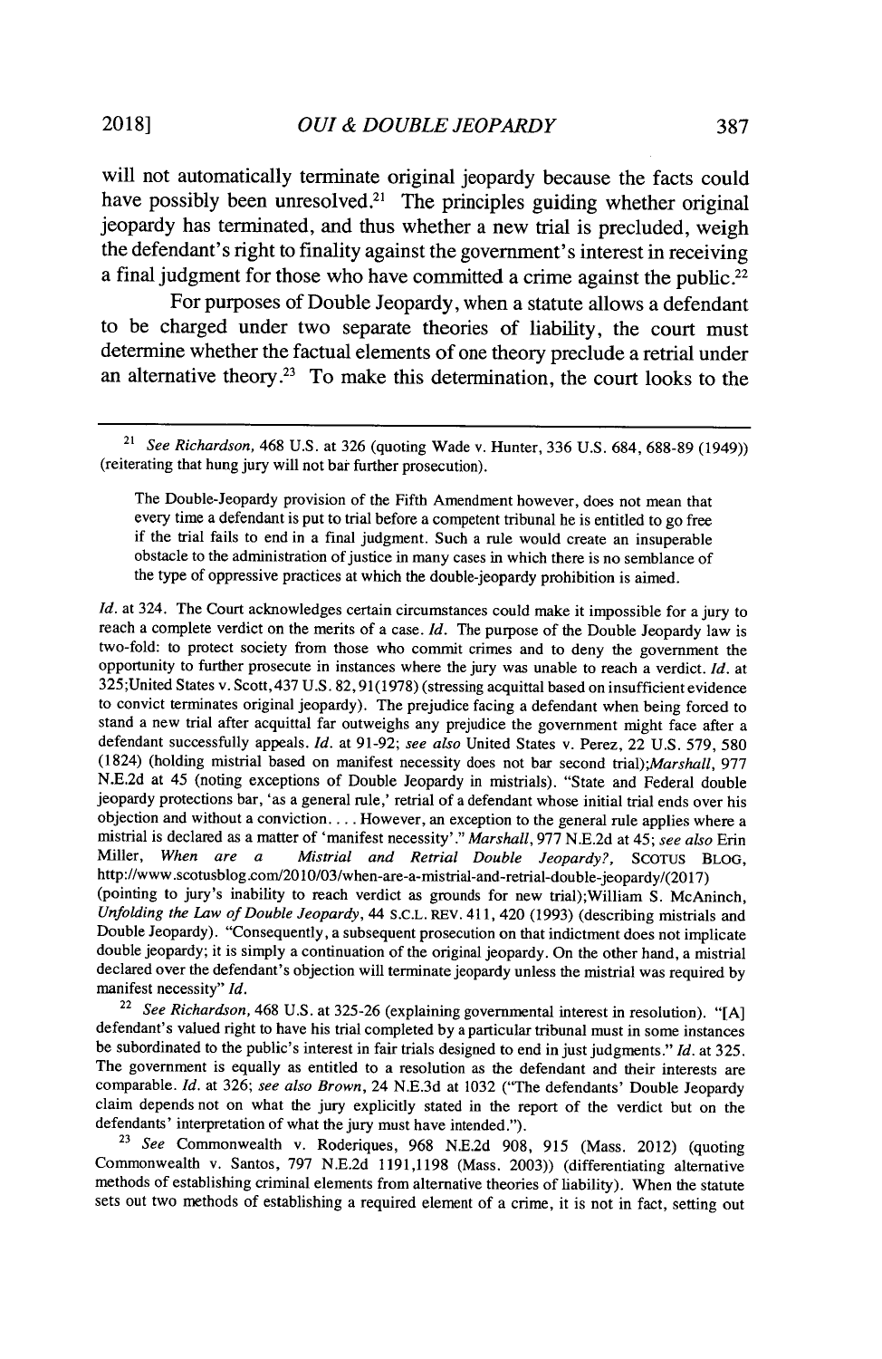will not automatically terminate original jeopardy because the facts could have possibly been unresolved.[21] The principles guiding whether original jeopardy has terminated, and thus whether a new trial is precluded, weigh the defendant's right to finality against the government's interest in receiving a final judgment for those who have committed a crime against the public.[22]

For purposes of Double Jeopardy, when a statute allows a defendant to be charged under two separate theories of liability, the court must determine whether the factual elements of one theory preclude a retrial under an alternative theory.[23] To make this determination, the court looks to the

---

[21] *See Richardson*, 468 U.S. at 326 (quoting Wade v. Hunter, 336 U.S. 684, 688-89 (1949)) (reiterating that hung jury will not bar further prosecution).

> The Double-Jeopardy provision of the Fifth Amendment however, does not mean that every time a defendant is put to trial before a competent tribunal he is entitled to go free if the trial fails to end in a final judgment. Such a rule would create an insuperable obstacle to the administration of justice in many cases in which there is no semblance of the type of oppressive practices at which the double-jeopardy prohibition is aimed.

*Id.* at 324. The Court acknowledges certain circumstances could make it impossible for a jury to reach a complete verdict on the merits of a case. *Id.* The purpose of the Double Jeopardy law is two-fold: to protect society from those who commit crimes and to deny the government the opportunity to further prosecute in instances where the jury was unable to reach a verdict. *Id.* at 325;United States v. Scott,437 U.S. 82,91(1978) (stressing acquittal based on insufficient evidence to convict terminates original jeopardy). The prejudice facing a defendant when being forced to stand a new trial after acquittal far outweighs any prejudice the government might face after a defendant successfully appeals. *Id.* at 91-92; *see also* United States v. Perez, 22 U.S. 579, 580 (1824) (holding mistrial based on manifest necessity does not bar second trial);*Marshall*, 977 N.E.2d at 45 (noting exceptions of Double Jeopardy in mistrials). "State and Federal double jeopardy protections bar, 'as a general rule,' retrial of a defendant whose initial trial ends over his objection and without a conviction. . . . However, an exception to the general rule applies where a mistrial is declared as a matter of 'manifest necessity'." *Marshall*, 977 N.E.2d at 45; *see also* Erin Miller, *When are a Mistrial and Retrial Double Jeopardy?*, SCOTUS BLOG, http://www.scotusblog.com/2010/03/when-are-a-mistrial-and-retrial-double-jeopardy/(2017) (pointing to jury's inability to reach verdict as grounds for new trial);William S. McAninch, *Unfolding the Law of Double Jeopardy*, 44 S.C.L. REV. 411, 420 (1993) (describing mistrials and Double Jeopardy). "Consequently, a subsequent prosecution on that indictment does not implicate double jeopardy; it is simply a continuation of the original jeopardy. On the other hand, a mistrial declared over the defendant's objection will terminate jeopardy unless the mistrial was required by manifest necessity" *Id.*

[22] *See Richardson*, 468 U.S. at 325-26 (explaining governmental interest in resolution). "[A] defendant's valued right to have his trial completed by a particular tribunal must in some instances be subordinated to the public's interest in fair trials designed to end in just judgments." *Id.* at 325. The government is equally as entitled to a resolution as the defendant and their interests are comparable. *Id.* at 326; *see also Brown*, 24 N.E.3d at 1032 ("The defendants' Double Jeopardy claim depends not on what the jury explicitly stated in the report of the verdict but on the defendants' interpretation of what the jury must have intended.").

[23] *See* Commonwealth v. Roderiques, 968 N.E.2d 908, 915 (Mass. 2012) (quoting Commonwealth v. Santos, 797 N.E.2d 1191,1198 (Mass. 2003)) (differentiating alternative methods of establishing criminal elements from alternative theories of liability). When the statute sets out two methods of establishing a required element of a crime, it is not in fact, setting out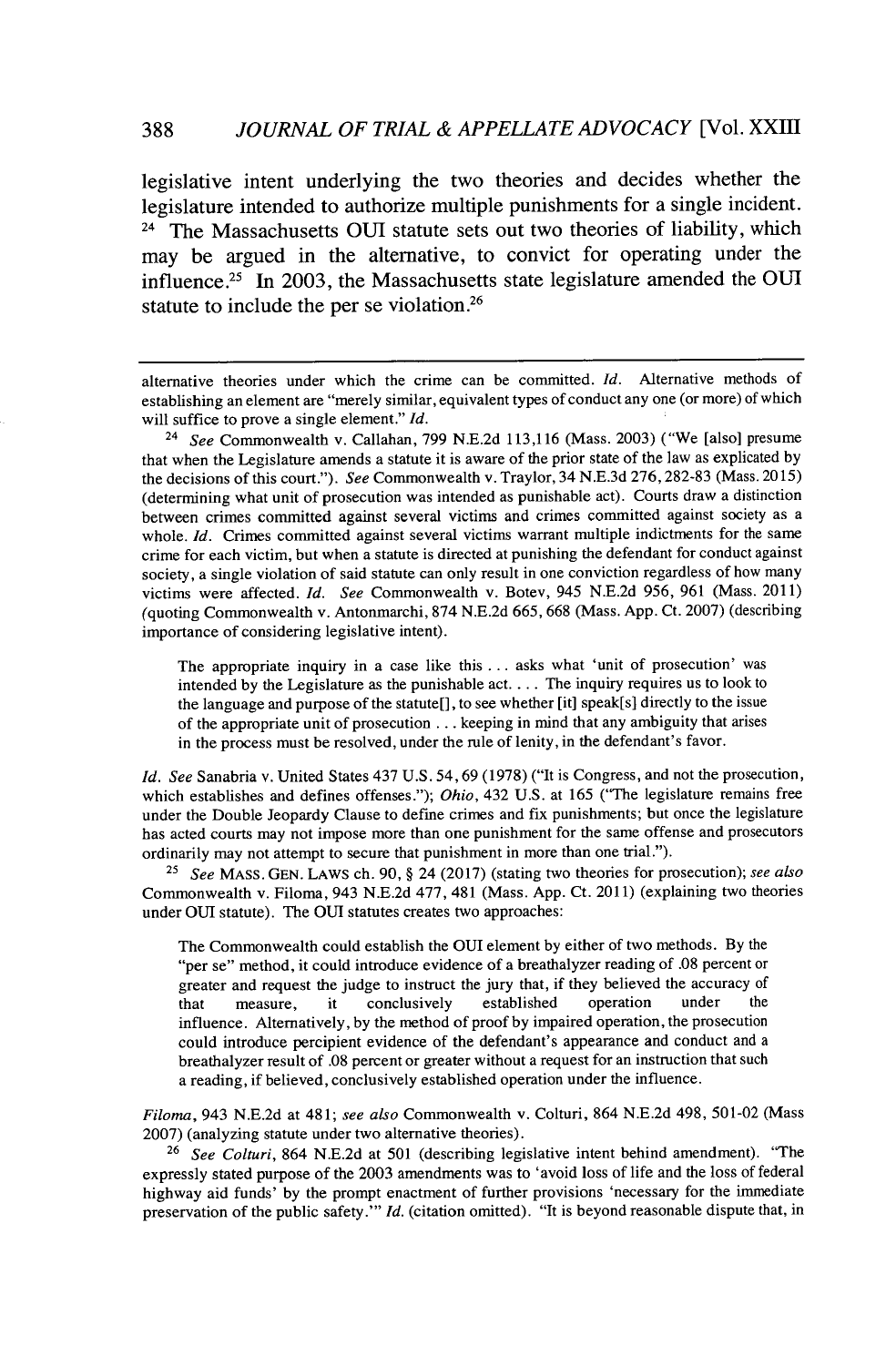legislative intent underlying the two theories and decides whether the legislature intended to authorize multiple punishments for a single incident.[24] The Massachusetts OUI statute sets out two theories of liability, which may be argued in the alternative, to convict for operating under the influence.[25] In 2003, the Massachusetts state legislature amended the OUI statute to include the per se violation.[26]

---

alternative theories under which the crime can be committed. *Id.* Alternative methods of establishing an element are "merely similar, equivalent types of conduct any one (or more) of which will suffice to prove a single element." *Id.*

[24] *See* Commonwealth v. Callahan, 799 N.E.2d 113,116 (Mass. 2003) ("We [also] presume that when the Legislature amends a statute it is aware of the prior state of the law as explicated by the decisions of this court."). *See* Commonwealth v. Traylor, 34 N.E.3d 276, 282-83 (Mass. 2015) (determining what unit of prosecution was intended as punishable act). Courts draw a distinction between crimes committed against several victims and crimes committed against society as a whole. *Id.* Crimes committed against several victims warrant multiple indictments for the same crime for each victim, but when a statute is directed at punishing the defendant for conduct against society, a single violation of said statute can only result in one conviction regardless of how many victims were affected. *Id.* *See* Commonwealth v. Botev, 945 N.E.2d 956, 961 (Mass. 2011) (quoting Commonwealth v. Antonmarchi, 874 N.E.2d 665, 668 (Mass. App. Ct. 2007) (describing importance of considering legislative intent).

> The appropriate inquiry in a case like this . . . asks what 'unit of prosecution' was intended by the Legislature as the punishable act. . . . The inquiry requires us to look to the language and purpose of the statute[], to see whether [it] speak[s] directly to the issue of the appropriate unit of prosecution . . . keeping in mind that any ambiguity that arises in the process must be resolved, under the rule of lenity, in the defendant's favor.

*Id.* *See* Sanabria v. United States 437 U.S. 54, 69 (1978) ("It is Congress, and not the prosecution, which establishes and defines offenses."); *Ohio*, 432 U.S. at 165 ("The legislature remains free under the Double Jeopardy Clause to define crimes and fix punishments; but once the legislature has acted courts may not impose more than one punishment for the same offense and prosecutors ordinarily may not attempt to secure that punishment in more than one trial.").

[25] *See* MASS. GEN. LAWS ch. 90, § 24 (2017) (stating two theories for prosecution); *see also* Commonwealth v. Filoma, 943 N.E.2d 477, 481 (Mass. App. Ct. 2011) (explaining two theories under OUI statute). The OUI statutes creates two approaches:

> The Commonwealth could establish the OUI element by either of two methods. By the "per se" method, it could introduce evidence of a breathalyzer reading of .08 percent or greater and request the judge to instruct the jury that, if they believed the accuracy of that measure, it conclusively established operation under the influence. Alternatively, by the method of proof by impaired operation, the prosecution could introduce percipient evidence of the defendant's appearance and conduct and a breathalyzer result of .08 percent or greater without a request for an instruction that such a reading, if believed, conclusively established operation under the influence.

*Filoma*, 943 N.E.2d at 481; *see also* Commonwealth v. Colturi, 864 N.E.2d 498, 501-02 (Mass 2007) (analyzing statute under two alternative theories).

[26] *See Colturi*, 864 N.E.2d at 501 (describing legislative intent behind amendment). "The expressly stated purpose of the 2003 amendments was to 'avoid loss of life and the loss of federal highway aid funds' by the prompt enactment of further provisions 'necessary for the immediate preservation of the public safety.'" *Id.* (citation omitted). "It is beyond reasonable dispute that, in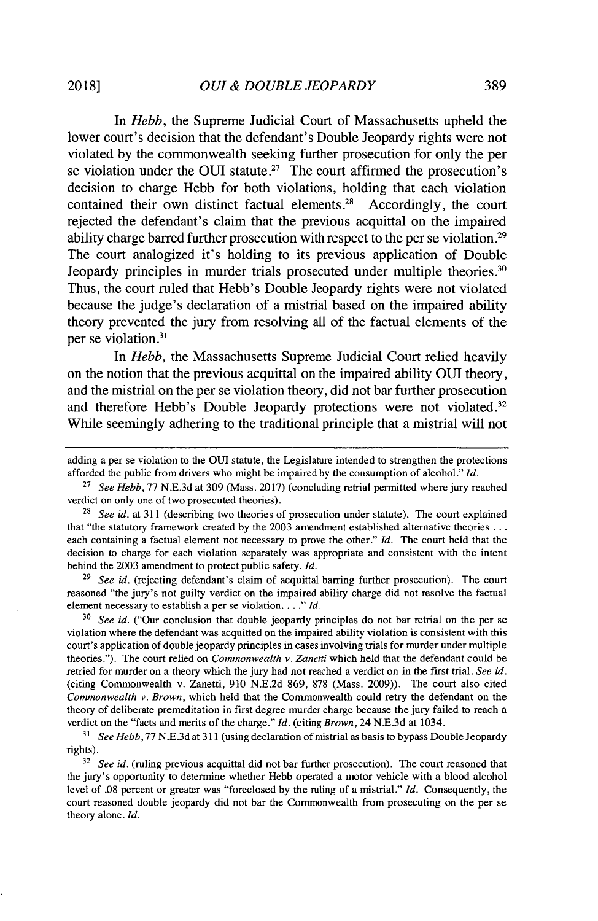In *Hebb*, the Supreme Judicial Court of Massachusetts upheld the lower court's decision that the defendant's Double Jeopardy rights were not violated by the commonwealth seeking further prosecution for only the per se violation under the OUI statute.[27] The court affirmed the prosecution's decision to charge Hebb for both violations, holding that each violation contained their own distinct factual elements.[28] Accordingly, the court rejected the defendant's claim that the previous acquittal on the impaired ability charge barred further prosecution with respect to the per se violation.[29] The court analogized it's holding to its previous application of Double Jeopardy principles in murder trials prosecuted under multiple theories.[30] Thus, the court ruled that Hebb's Double Jeopardy rights were not violated because the judge's declaration of a mistrial based on the impaired ability theory prevented the jury from resolving all of the factual elements of the per se violation.[31]

In *Hebb*, the Massachusetts Supreme Judicial Court relied heavily on the notion that the previous acquittal on the impaired ability OUI theory, and the mistrial on the per se violation theory, did not bar further prosecution and therefore Hebb's Double Jeopardy protections were not violated.[32] While seemingly adhering to the traditional principle that a mistrial will not

---

adding a per se violation to the OUI statute, the Legislature intended to strengthen the protections afforded the public from drivers who might be impaired by the consumption of alcohol." *Id.*

[27] *See Hebb*, 77 N.E.3d at 309 (Mass. 2017) (concluding retrial permitted where jury reached verdict on only one of two prosecuted theories).

[28] *See id.* at 311 (describing two theories of prosecution under statute). The court explained that "the statutory framework created by the 2003 amendment established alternative theories . . . each containing a factual element not necessary to prove the other." *Id.* The court held that the decision to charge for each violation separately was appropriate and consistent with the intent behind the 2003 amendment to protect public safety. *Id.*

[29] *See id.* (rejecting defendant's claim of acquittal barring further prosecution). The court reasoned "the jury's not guilty verdict on the impaired ability charge did not resolve the factual element necessary to establish a per se violation. . . ." *Id.*

[30] *See id.* ("Our conclusion that double jeopardy principles do not bar retrial on the per se violation where the defendant was acquitted on the impaired ability violation is consistent with this court's application of double jeopardy principles in cases involving trials for murder under multiple theories."). The court relied on *Commonwealth v. Zanetti* which held that the defendant could be retried for murder on a theory which the jury had not reached a verdict on in the first trial. *See id.* (citing Commonwealth v. Zanetti, 910 N.E.2d 869, 878 (Mass. 2009)). The court also cited *Commonwealth v. Brown*, which held that the Commonwealth could retry the defendant on the theory of deliberate premeditation in first degree murder charge because the jury failed to reach a verdict on the "facts and merits of the charge." *Id.* (citing *Brown*, 24 N.E.3d at 1034.

[31] *See Hebb*, 77 N.E.3d at 311 (using declaration of mistrial as basis to bypass Double Jeopardy rights).

[32] *See id.* (ruling previous acquittal did not bar further prosecution). The court reasoned that the jury's opportunity to determine whether Hebb operated a motor vehicle with a blood alcohol level of .08 percent or greater was "foreclosed by the ruling of a mistrial." *Id.* Consequently, the court reasoned double jeopardy did not bar the Commonwealth from prosecuting on the per se theory alone. *Id.*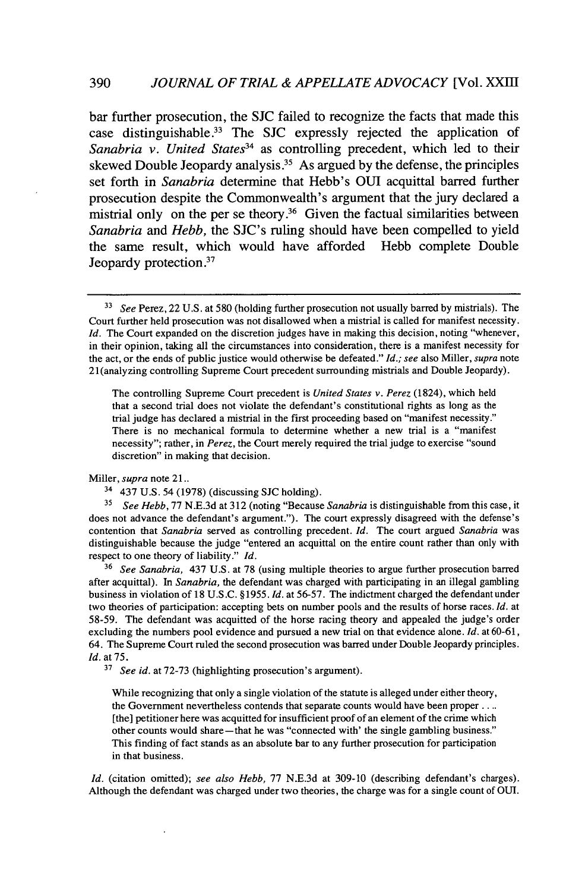bar further prosecution, the SJC failed to recognize the facts that made this case distinguishable.[33] The SJC expressly rejected the application of *Sanabria v. United States*[34] as controlling precedent, which led to their skewed Double Jeopardy analysis.[35] As argued by the defense, the principles set forth in *Sanabria* determine that Hebb's OUI acquittal barred further prosecution despite the Commonwealth's argument that the jury declared a mistrial only on the per se theory.[36] Given the factual similarities between *Sanabria* and *Hebb*, the SJC's ruling should have been compelled to yield the same result, which would have afforded Hebb complete Double Jeopardy protection.[37]

---

[33] *See* Perez, 22 U.S. at 580 (holding further prosecution not usually barred by mistrials). The Court further held prosecution was not disallowed when a mistrial is called for manifest necessity. *Id.* The Court expanded on the discretion judges have in making this decision, noting "whenever, in their opinion, taking all the circumstances into consideration, there is a manifest necessity for the act, or the ends of public justice would otherwise be defeated." *Id.*; *see* also Miller, *supra* note 21(analyzing controlling Supreme Court precedent surrounding mistrials and Double Jeopardy).

> The controlling Supreme Court precedent is *United States v. Perez* (1824), which held that a second trial does not violate the defendant's constitutional rights as long as the trial judge has declared a mistrial in the first proceeding based on "manifest necessity." There is no mechanical formula to determine whether a new trial is a "manifest necessity"; rather, in *Perez*, the Court merely required the trial judge to exercise "sound discretion" in making that decision.

Miller, *supra* note 21..

[34] 437 U.S. 54 (1978) (discussing SJC holding).

[35] *See Hebb*, 77 N.E.3d at 312 (noting "Because *Sanabria* is distinguishable from this case, it does not advance the defendant's argument."). The court expressly disagreed with the defense's contention that *Sanabria* served as controlling precedent. *Id.* The court argued *Sanabria* was distinguishable because the judge "entered an acquittal on the entire count rather than only with respect to one theory of liability." *Id.*

[36] *See Sanabria,* 437 U.S. at 78 (using multiple theories to argue further prosecution barred after acquittal). In *Sanabria*, the defendant was charged with participating in an illegal gambling business in violation of 18 U.S.C. §1955. *Id.* at 56-57. The indictment charged the defendant under two theories of participation: accepting bets on number pools and the results of horse races. *Id.* at 58-59. The defendant was acquitted of the horse racing theory and appealed the judge's order excluding the numbers pool evidence and pursued a new trial on that evidence alone. *Id.* at 60-61, 64. The Supreme Court ruled the second prosecution was barred under Double Jeopardy principles. *Id.* at 75.

[37] *See id.* at 72-73 (highlighting prosecution's argument).

> While recognizing that only a single violation of the statute is alleged under either theory, the Government nevertheless contends that separate counts would have been proper . . .. [the] petitioner here was acquitted for insufficient proof of an element of the crime which other counts would share—that he was "connected with' the single gambling business." This finding of fact stands as an absolute bar to any further prosecution for participation in that business.

*Id.* (citation omitted); *see also Hebb,* 77 N.E.3d at 309-10 (describing defendant's charges). Although the defendant was charged under two theories, the charge was for a single count of OUI.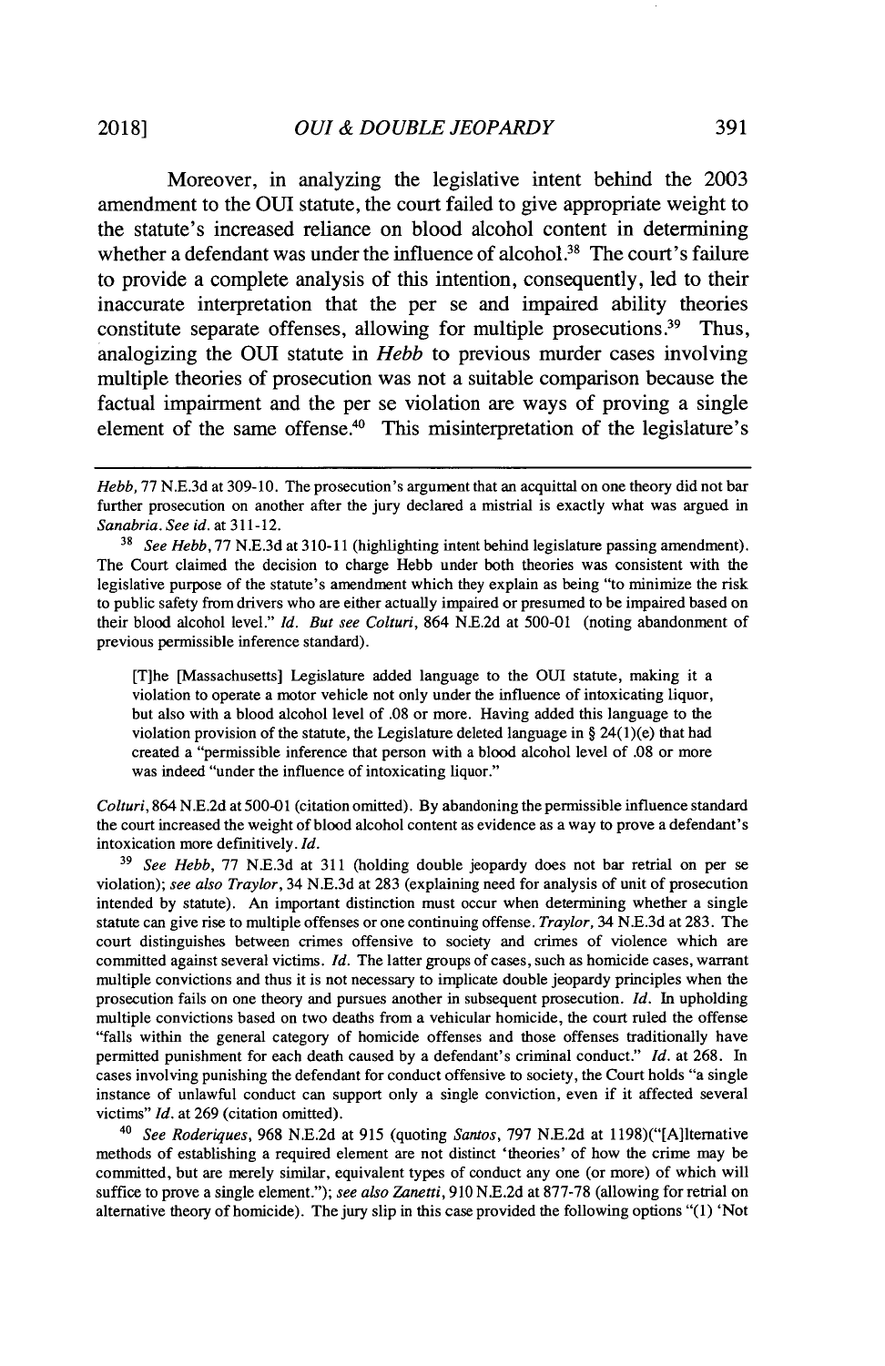Moreover, in analyzing the legislative intent behind the 2003 amendment to the OUI statute, the court failed to give appropriate weight to the statute's increased reliance on blood alcohol content in determining whether a defendant was under the influence of alcohol.[38] The court's failure to provide a complete analysis of this intention, consequently, led to their inaccurate interpretation that the per se and impaired ability theories constitute separate offenses, allowing for multiple prosecutions.[39] Thus, analogizing the OUI statute in *Hebb* to previous murder cases involving multiple theories of prosecution was not a suitable comparison because the factual impairment and the per se violation are ways of proving a single element of the same offense.[40] This misinterpretation of the legislature's

---

*Hebb*, 77 N.E.3d at 309-10. The prosecution's argument that an acquittal on one theory did not bar further prosecution on another after the jury declared a mistrial is exactly what was argued in *Sanabria*. *See id.* at 311-12.

[38] *See Hebb*, 77 N.E.3d at 310-11 (highlighting intent behind legislature passing amendment). The Court claimed the decision to charge Hebb under both theories was consistent with the legislative purpose of the statute's amendment which they explain as being "to minimize the risk to public safety from drivers who are either actually impaired or presumed to be impaired based on their blood alcohol level." *Id.* *But see Colturi*, 864 N.E.2d at 500-01 (noting abandonment of previous permissible inference standard).

> [T]he [Massachusetts] Legislature added language to the OUI statute, making it a violation to operate a motor vehicle not only under the influence of intoxicating liquor, but also with a blood alcohol level of .08 or more. Having added this language to the violation provision of the statute, the Legislature deleted language in § 24(1)(e) that had created a "permissible inference that person with a blood alcohol level of .08 or more was indeed "under the influence of intoxicating liquor."

*Colturi*, 864 N.E.2d at 500-01 (citation omitted). By abandoning the permissible influence standard the court increased the weight of blood alcohol content as evidence as a way to prove a defendant's intoxication more definitively. *Id.*

[39] *See Hebb*, 77 N.E.3d at 311 (holding double jeopardy does not bar retrial on per se violation); *see also Traylor*, 34 N.E.3d at 283 (explaining need for analysis of unit of prosecution intended by statute). An important distinction must occur when determining whether a single statute can give rise to multiple offenses or one continuing offense. *Traylor*, 34 N.E.3d at 283. The court distinguishes between crimes offensive to society and crimes of violence which are committed against several victims. *Id.* The latter groups of cases, such as homicide cases, warrant multiple convictions and thus it is not necessary to implicate double jeopardy principles when the prosecution fails on one theory and pursues another in subsequent prosecution. *Id.* In upholding multiple convictions based on two deaths from a vehicular homicide, the court ruled the offense "falls within the general category of homicide offenses and those offenses traditionally have permitted punishment for each death caused by a defendant's criminal conduct." *Id.* at 268. In cases involving punishing the defendant for conduct offensive to society, the Court holds "a single instance of unlawful conduct can support only a single conviction, even if it affected several victims" *Id.* at 269 (citation omitted).

[40] *See Roderiques*, 968 N.E.2d at 915 (quoting *Santos*, 797 N.E.2d at 1198)("[A]lternative methods of establishing a required element are not distinct 'theories' of how the crime may be committed, but are merely similar, equivalent types of conduct any one (or more) of which will suffice to prove a single element."); *see also Zanetti*, 910 N.E.2d at 877-78 (allowing for retrial on alternative theory of homicide). The jury slip in this case provided the following options "(1) 'Not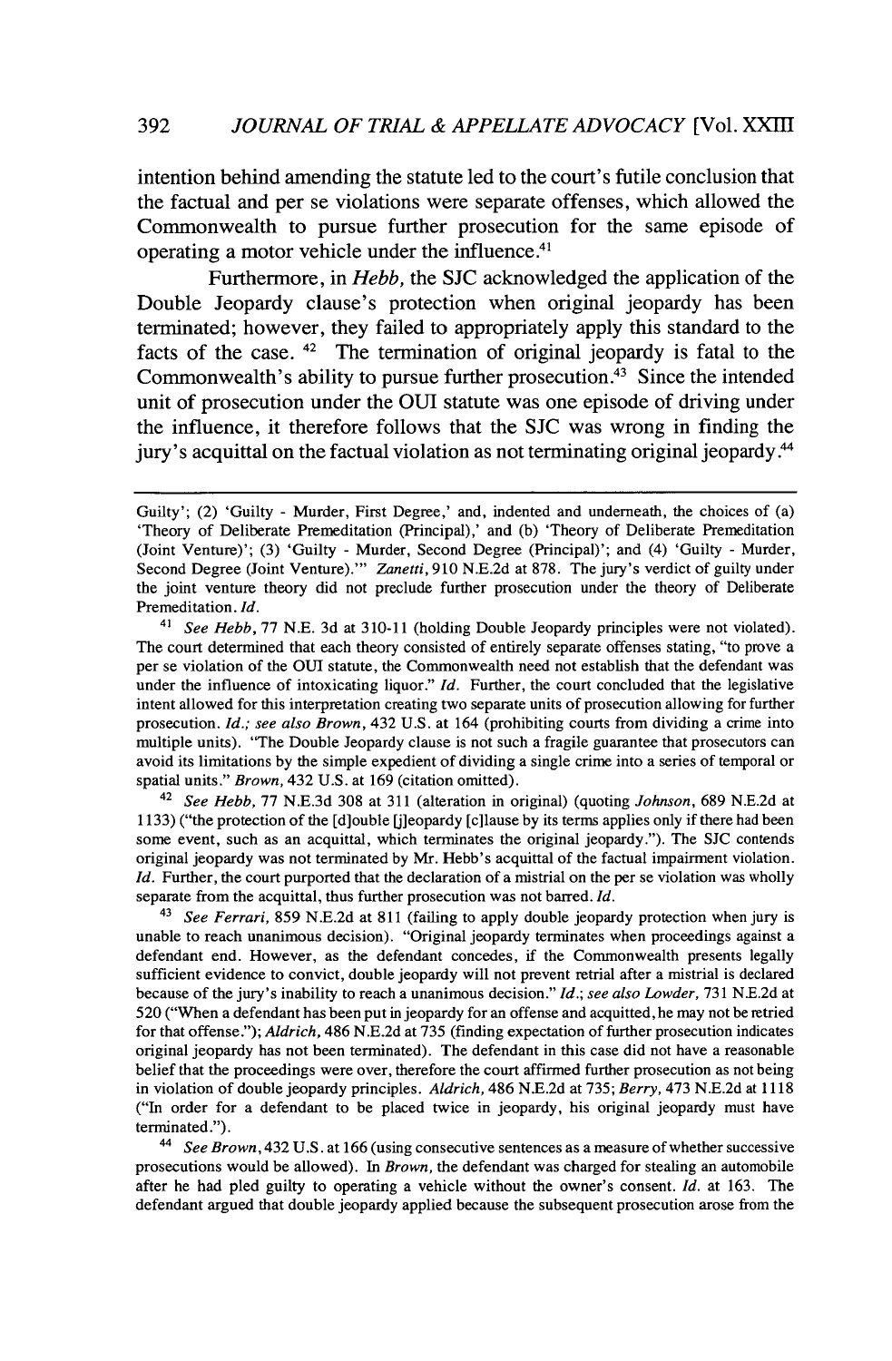intention behind amending the statute led to the court's futile conclusion that the factual and per se violations were separate offenses, which allowed the Commonwealth to pursue further prosecution for the same episode of operating a motor vehicle under the influence.[41]

Furthermore, in *Hebb,* the SJC acknowledged the application of the Double Jeopardy clause's protection when original jeopardy has been terminated; however, they failed to appropriately apply this standard to the facts of the case.[42] The termination of original jeopardy is fatal to the Commonwealth's ability to pursue further prosecution.[43] Since the intended unit of prosecution under the OUI statute was one episode of driving under the influence, it therefore follows that the SJC was wrong in finding the jury's acquittal on the factual violation as not terminating original jeopardy.[44]

---

Guilty'; (2) 'Guilty - Murder, First Degree,' and, indented and underneath, the choices of (a) 'Theory of Deliberate Premeditation (Principal),' and (b) 'Theory of Deliberate Premeditation (Joint Venture)'; (3) 'Guilty - Murder, Second Degree (Principal)'; and (4) 'Guilty - Murder, Second Degree (Joint Venture).'" *Zanetti,* 910 N.E.2d at 878. The jury's verdict of guilty under the joint venture theory did not preclude further prosecution under the theory of Deliberate Premeditation. *Id.*

[41] *See Hebb,* 77 N.E. 3d at 310-11 (holding Double Jeopardy principles were not violated). The court determined that each theory consisted of entirely separate offenses stating, "to prove a per se violation of the OUI statute, the Commonwealth need not establish that the defendant was under the influence of intoxicating liquor." *Id.* Further, the court concluded that the legislative intent allowed for this interpretation creating two separate units of prosecution allowing for further prosecution. *Id.; see also Brown,* 432 U.S. at 164 (prohibiting courts from dividing a crime into multiple units). "The Double Jeopardy clause is not such a fragile guarantee that prosecutors can avoid its limitations by the simple expedient of dividing a single crime into a series of temporal or spatial units." *Brown,* 432 U.S. at 169 (citation omitted).

[42] *See Hebb,* 77 N.E.3d 308 at 311 (alteration in original) (quoting *Johnson,* 689 N.E.2d at 1133) ("the protection of the [d]ouble [j]eopardy [c]lause by its terms applies only if there had been some event, such as an acquittal, which terminates the original jeopardy."). The SJC contends original jeopardy was not terminated by Mr. Hebb's acquittal of the factual impairment violation. *Id.* Further, the court purported that the declaration of a mistrial on the per se violation was wholly separate from the acquittal, thus further prosecution was not barred. *Id.*

[43] *See Ferrari,* 859 N.E.2d at 811 (failing to apply double jeopardy protection when jury is unable to reach unanimous decision). "Original jeopardy terminates when proceedings against a defendant end. However, as the defendant concedes, if the Commonwealth presents legally sufficient evidence to convict, double jeopardy will not prevent retrial after a mistrial is declared because of the jury's inability to reach a unanimous decision." *Id.; see also Lowder,* 731 N.E.2d at 520 ("When a defendant has been put in jeopardy for an offense and acquitted, he may not be retried for that offense."); *Aldrich,* 486 N.E.2d at 735 (finding expectation of further prosecution indicates original jeopardy has not been terminated). The defendant in this case did not have a reasonable belief that the proceedings were over, therefore the court affirmed further prosecution as not being in violation of double jeopardy principles. *Aldrich,* 486 N.E.2d at 735; *Berry,* 473 N.E.2d at 1118 ("In order for a defendant to be placed twice in jeopardy, his original jeopardy must have terminated.").

[44] *See Brown,* 432 U.S. at 166 (using consecutive sentences as a measure of whether successive prosecutions would be allowed). In *Brown,* the defendant was charged for stealing an automobile after he had pled guilty to operating a vehicle without the owner's consent. *Id.* at 163. The defendant argued that double jeopardy applied because the subsequent prosecution arose from the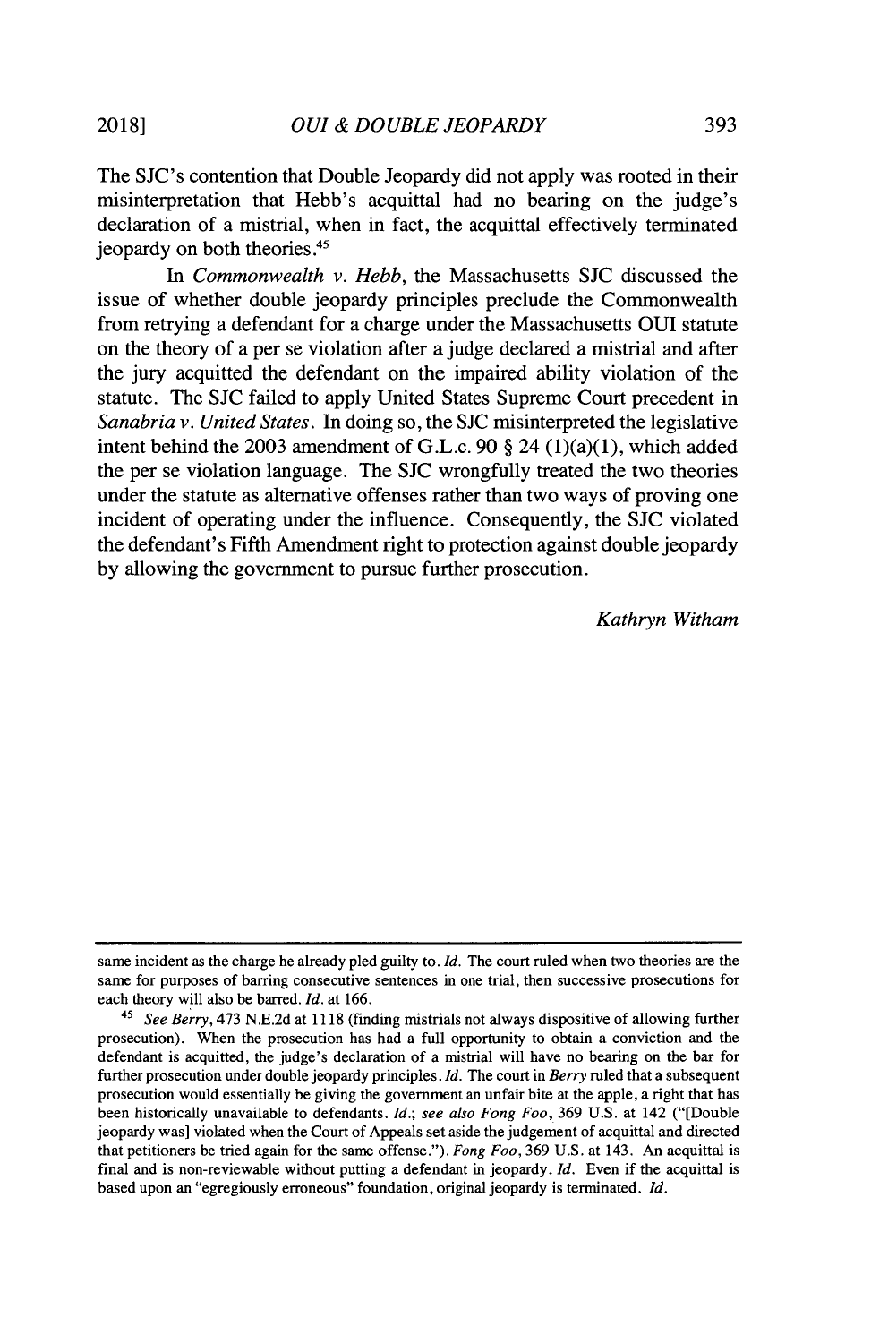The SJC's contention that Double Jeopardy did not apply was rooted in their misinterpretation that Hebb's acquittal had no bearing on the judge's declaration of a mistrial, when in fact, the acquittal effectively terminated jeopardy on both theories.[45]

In *Commonwealth v. Hebb*, the Massachusetts SJC discussed the issue of whether double jeopardy principles preclude the Commonwealth from retrying a defendant for a charge under the Massachusetts OUI statute on the theory of a per se violation after a judge declared a mistrial and after the jury acquitted the defendant on the impaired ability violation of the statute. The SJC failed to apply United States Supreme Court precedent in *Sanabria v. United States*. In doing so, the SJC misinterpreted the legislative intent behind the 2003 amendment of G.L.c. 90 § 24 (1)(a)(1), which added the per se violation language. The SJC wrongfully treated the two theories under the statute as alternative offenses rather than two ways of proving one incident of operating under the influence. Consequently, the SJC violated the defendant's Fifth Amendment right to protection against double jeopardy by allowing the government to pursue further prosecution.

*Kathryn Witham*

---

same incident as the charge he already pled guilty to. *Id.* The court ruled when two theories are the same for purposes of barring consecutive sentences in one trial, then successive prosecutions for each theory will also be barred. *Id.* at 166.

[45] *See Berry*, 473 N.E.2d at 1118 (finding mistrials not always dispositive of allowing further prosecution). When the prosecution has had a full opportunity to obtain a conviction and the defendant is acquitted, the judge's declaration of a mistrial will have no bearing on the bar for further prosecution under double jeopardy principles. *Id.* The court in *Berry* ruled that a subsequent prosecution would essentially be giving the government an unfair bite at the apple, a right that has been historically unavailable to defendants. *Id.*; *see also Fong Foo*, 369 U.S. at 142 ("[Double jeopardy was] violated when the Court of Appeals set aside the judgement of acquittal and directed that petitioners be tried again for the same offense."). *Fong Foo*, 369 U.S. at 143. An acquittal is final and is non-reviewable without putting a defendant in jeopardy. *Id.* Even if the acquittal is based upon an "egregiously erroneous" foundation, original jeopardy is terminated. *Id.*